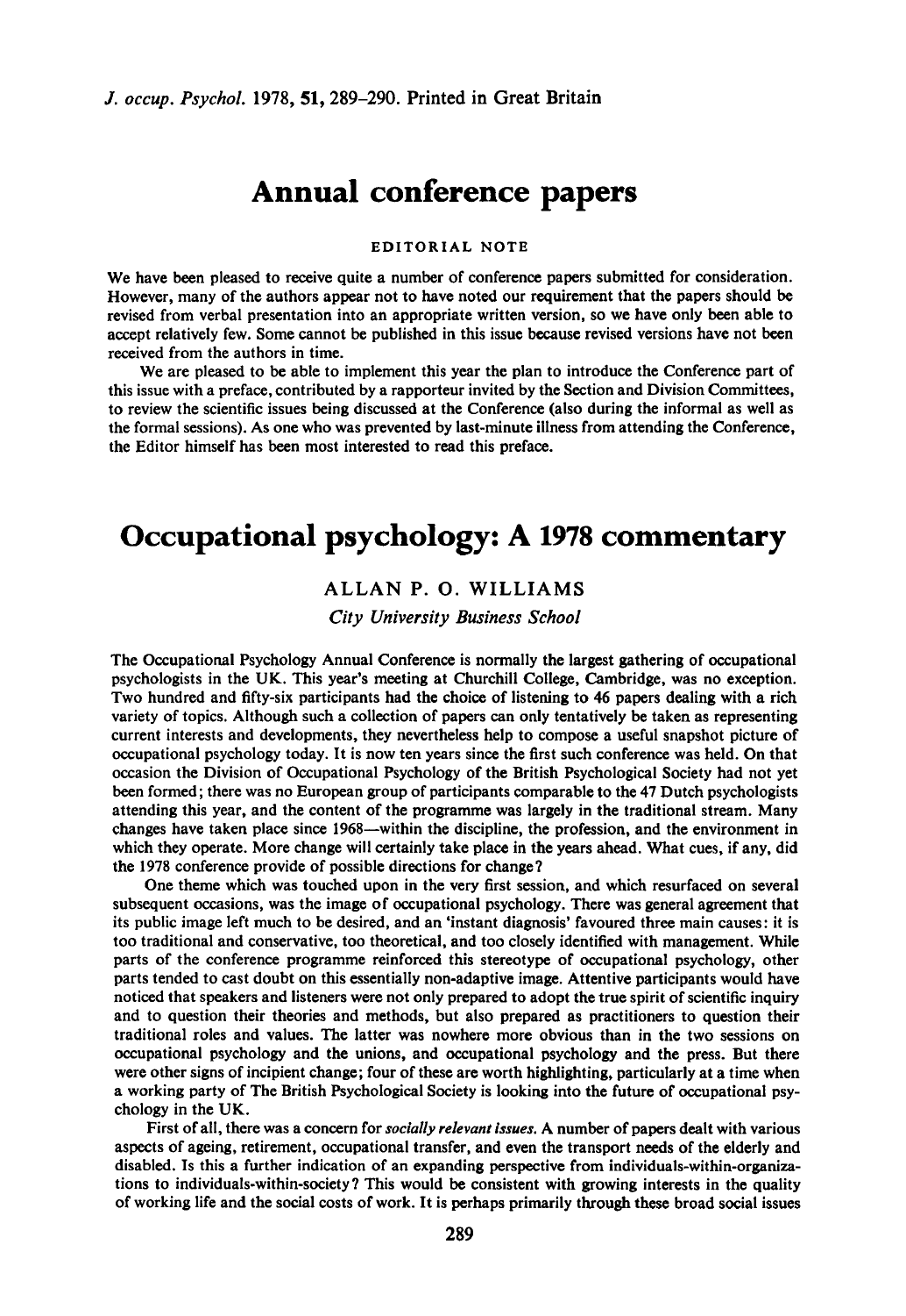# Annual conference papers

EDITORIAL NOTE

We have been pleased to receive quite a number of conference papers submitted for consideration. However, many of the authors appear not to have noted our requirement that the papers should be revised from verbal presentation into an appropriate written version, so we have only been able to accept relatively few. Some cannot be published in this issue because revised versions have not been received from the authors in time.

We are pleased to be able to implement this year the plan to introduce the Conference part of this issue with a preface, contributed by a rapporteur invited by the Section and Division Committees, to review the scientific issues being discussed at the Conference (also during the informal as well as the formal sessions). As one who was prevented by last-minute illness from attending the Conference, the Editor himself has been most interested to read this preface.

# Occupational psychology: A 1978 commentary

ALLAN P. O. WILLIAMS

*City University Business School*

The Occupational Psychology Annual Conference is normally the largest gathering of occupational psychologists in the UK. This year's meeting at Churchill College, Cambridge, was no exception. Two hundred and fifty-six participants had the choice of listening to 46 papers dealing with a rich variety of topics. Although such a collection of papers can only tentatively be taken as representing current interests and developments, they nevertheless help to compose a useful snapshot picture of occupational psychology today. It is now ten years since the first such conference was held. On that occasion the Division of Occupational Psychology of the British Psychological Society had not yet been formed; there was no European group of participants comparable to the 47 Dutch psychologists attending this year, and the content of the programme was largely in the traditional stream. Many changes have taken place since 1968—within the discipline, the profession, and the environment in which they operate. More change will certainly take place in the years ahead. What cues, if any, did the 1978 conference provide of possible directions for change?

One theme which was touched upon in the very first session, and which resurfaced on several subsequent occasions, was the image of occupational psychology. There was general agreement that its public image left much to be desired, and an 'instant diagnosis' favoured three main causes: it is too traditional and conservative, too theoretical, and too closely identified with management. While parts of the conference programme reinforced this stereotype of occupational psychology, other parts tended to cast doubt on this essentially non-adaptive image. Attentive participants would have noticed that speakers and listeners were not only prepared to adopt the true spirit of scientific inquiry and to question their theories and methods, but also prepared as practitioners to question their traditional roles and values. The latter was nowhere more obvious than in the two sessions on occupational psychology and the unions, and occupational psychology and the press. But there were other signs of incipient change; four of these are worth highlighting, particularly at a time when a working party of The British Psychological Society is looking into the future of occupational psychology in the UK.

First of all, there was a concern for *socially relevant issues*. A number of papers dealt with various aspects of ageing, retirement, occupational transfer, and even the transport needs of the elderly and disabled. Is this a further indication of an expanding perspective from individuals-within-organizations to individuals-within-society? This would be consistent with growing interests in the quality of working life and the social costs of work. It is perhaps primarily through these broad social issues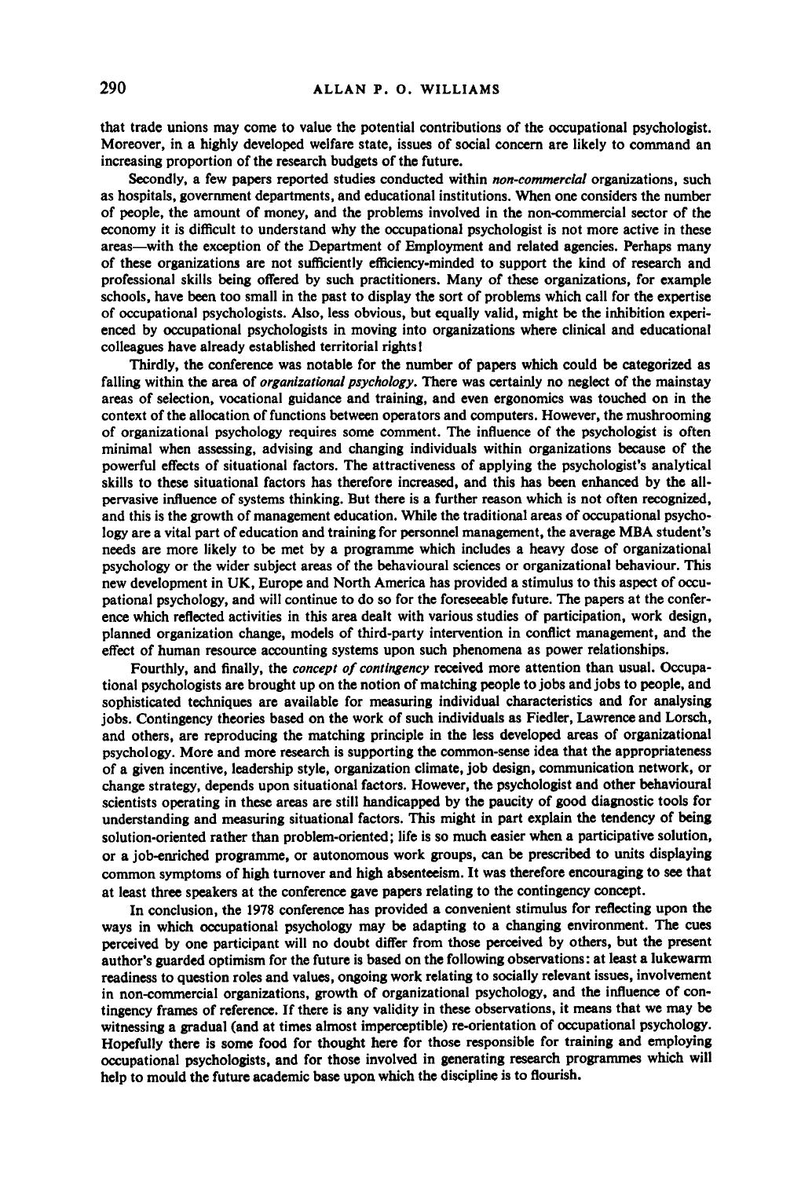that trade unions may come to value the potential contributions of the occupational psychologist. Moreover, in a highly developed welfare state, issues of social concern are likely to command an increasing proportion of the research budgets of the future.

Secondly, a few papers reported studies conducted within *non-commercial* organizations, such as hospitals, government departments, and educational institutions. When one considers the number of people, the amount of money, and the problems involved in the non-commercial sector of the economy it is difficult to understand why the occupational psychologist is not more active in these areas—with the exception of the Department of Employment and related agencies. Perhaps many of these organizations are not sufficiently efficiency-minded to support the kind of research and professional skills being offered by such practitioners. Many of these organizations, for example schools, have been too small in the past to display the sort of problems which call for the expertise of occupational psychologists. Also, less obvious, but equally valid, might be the inhibition experienced by occupational psychologists in moving into organizations where clinical and educational colleagues have already established territorial rights!

Thirdly, the conference was notable for the number of papers which could be categorized as falling within the area of *organizational psychology*. There was certainly no neglect of the mainstay areas of selection, vocational guidance and training, and even ergonomics was touched on in the context of the allocation of functions between operators and computers. However, the mushrooming of organizational psychology requires some comment. The influence of the psychologist is often minimal when assessing, advising and changing individuals within organizations because of the powerful effects of situational factors. The attractiveness of applying the psychologist's analytical skills to these situational factors has therefore increased, and this has been enhanced by the all-pervasive influence of systems thinking. But there is a further reason which is not often recognized, and this is the growth of management education. While the traditional areas of occupational psychology are a vital part of education and training for personnel management, the average MBA student's needs are more likely to be met by a programme which includes a heavy dose of organizational psychology or the wider subject areas of the behavioural sciences or organizational behaviour. This new development in UK, Europe and North America has provided a stimulus to this aspect of occupational psychology, and will continue to do so for the foreseeable future. The papers at the conference which reflected activities in this area dealt with various studies of participation, work design, planned organization change, models of third-party intervention in conflict management, and the effect of human resource accounting systems upon such phenomena as power relationships.

Fourthly, and finally, the *concept of contingency* received more attention than usual. Occupational psychologists are brought up on the notion of matching people to jobs and jobs to people, and sophisticated techniques are available for measuring individual characteristics and for analysing jobs. Contingency theories based on the work of such individuals as Fiedler, Lawrence and Lorsch, and others, are reproducing the matching principle in the less developed areas of organizational psychology. More and more research is supporting the common-sense idea that the appropriateness of a given incentive, leadership style, organization climate, job design, communication network, or change strategy, depends upon situational factors. However, the psychologist and other behavioural scientists operating in these areas are still handicapped by the paucity of good diagnostic tools for understanding and measuring situational factors. This might in part explain the tendency of being solution-oriented rather than problem-oriented; life is so much easier when a participative solution, or a job-enriched programme, or autonomous work groups, can be prescribed to units displaying common symptoms of high turnover and high absenteeism. It was therefore encouraging to see that at least three speakers at the conference gave papers relating to the contingency concept.

In conclusion, the 1978 conference has provided a convenient stimulus for reflecting upon the ways in which occupational psychology may be adapting to a changing environment. The cues perceived by one participant will no doubt differ from those perceived by others, but the present author's guarded optimism for the future is based on the following observations: at least a lukewarm readiness to question roles and values, ongoing work relating to socially relevant issues, involvement in non-commercial organizations, growth of organizational psychology, and the influence of contingency frames of reference. If there is any validity in these observations, it means that we may be witnessing a gradual (and at times almost imperceptible) re-orientation of occupational psychology. Hopefully there is some food for thought here for those responsible for training and employing occupational psychologists, and for those involved in generating research programmes which will help to mould the future academic base upon which the discipline is to flourish.